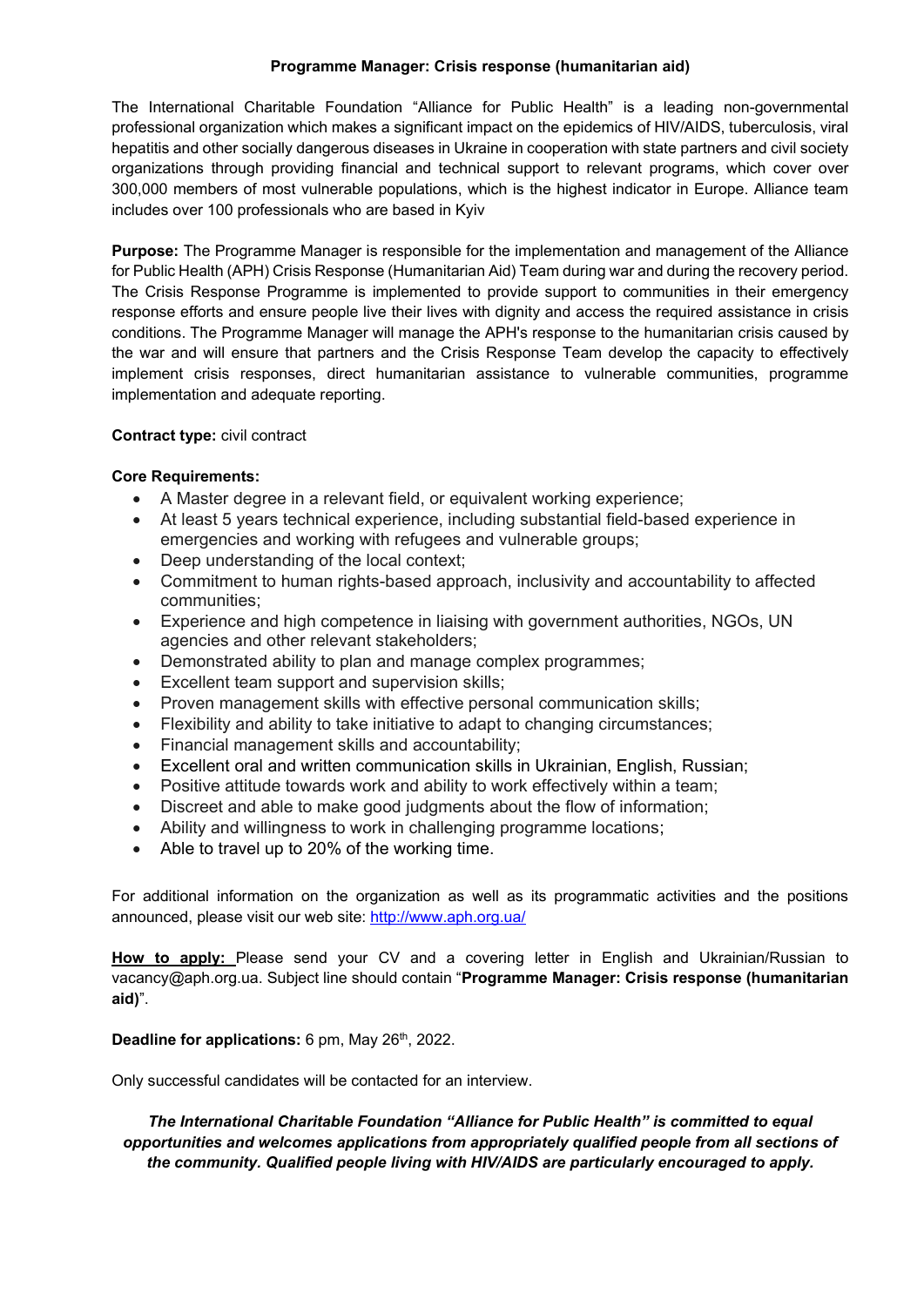# Programme Manager: Crisis response (humanitarian aid)

The International Charitable Foundation "Alliance for Public Health" is a leading non-governmental professional organization which makes a significant impact on the epidemics of HIV/AIDS, tuberculosis, viral hepatitis and other socially dangerous diseases in Ukraine in cooperation with state partners and civil society organizations through providing financial and technical support to relevant programs, which cover over 300,000 members of most vulnerable populations, which is the highest indicator in Europe. Alliance team includes over 100 professionals who are based in Kyiv

**Purpose:** The Programme Manager is responsible for the implementation and management of the Alliance for Public Health (APH) Crisis Response (Humanitarian Aid) Team during war and during the recovery period. The Crisis Response Programme is implemented to provide support to communities in their emergency response efforts and ensure people live their lives with dignity and access the required assistance in crisis conditions. The Programme Manager will manage the APH's response to the humanitarian crisis caused by the war and will ensure that partners and the Crisis Response Team develop the capacity to effectively implement crisis responses, direct humanitarian assistance to vulnerable communities, programme implementation and adequate reporting.

**Contract type:** civil contract

**Core Requirements:**

- A Master degree in a relevant field, or equivalent working experience;
- At least 5 years technical experience, including substantial field-based experience in emergencies and working with refugees and vulnerable groups;
- Deep understanding of the local context;
- Commitment to human rights-based approach, inclusivity and accountability to affected communities;
- Experience and high competence in liaising with government authorities, NGOs, UN agencies and other relevant stakeholders;
- Demonstrated ability to plan and manage complex programmes;
- Excellent team support and supervision skills;
- Proven management skills with effective personal communication skills;
- Flexibility and ability to take initiative to adapt to changing circumstances;
- Financial management skills and accountability;
- Excellent oral and written communication skills in Ukrainian, English, Russian;
- Positive attitude towards work and ability to work effectively within a team;
- Discreet and able to make good judgments about the flow of information;
- Ability and willingness to work in challenging programme locations;
- Able to travel up to 20% of the working time.

For additional information on the organization as well as its programmatic activities and the positions announced, please visit our web site: http://www.aph.org.ua/

**How to apply:** Please send your CV and a covering letter in English and Ukrainian/Russian to vacancy@aph.org.ua. Subject line should contain "**Programme Manager: Crisis response (humanitarian aid)**".

**Deadline for applications:** 6 pm, May 26th, 2022.

Only successful candidates will be contacted for an interview.

***The International Charitable Foundation "Alliance for Public Health" is committed to equal opportunities and welcomes applications from appropriately qualified people from all sections of the community. Qualified people living with HIV/AIDS are particularly encouraged to apply.***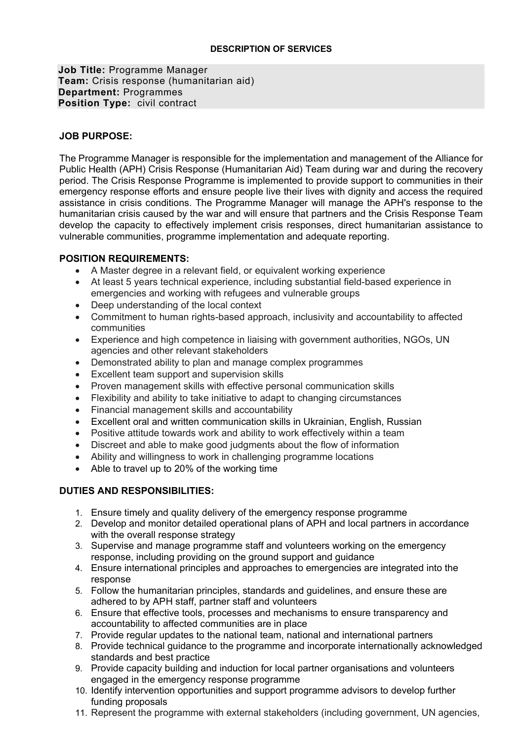**DESCRIPTION OF SERVICES**

**Job Title:** Programme Manager
**Team:** Crisis response (humanitarian aid)
**Department:** Programmes
**Position Type:** civil contract

**JOB PURPOSE:**

The Programme Manager is responsible for the implementation and management of the Alliance for Public Health (APH) Crisis Response (Humanitarian Aid) Team during war and during the recovery period. The Crisis Response Programme is implemented to provide support to communities in their emergency response efforts and ensure people live their lives with dignity and access the required assistance in crisis conditions. The Programme Manager will manage the APH's response to the humanitarian crisis caused by the war and will ensure that partners and the Crisis Response Team develop the capacity to effectively implement crisis responses, direct humanitarian assistance to vulnerable communities, programme implementation and adequate reporting.

**POSITION REQUIREMENTS:**

- A Master degree in a relevant field, or equivalent working experience
- At least 5 years technical experience, including substantial field-based experience in emergencies and working with refugees and vulnerable groups
- Deep understanding of the local context
- Commitment to human rights-based approach, inclusivity and accountability to affected communities
- Experience and high competence in liaising with government authorities, NGOs, UN agencies and other relevant stakeholders
- Demonstrated ability to plan and manage complex programmes
- Excellent team support and supervision skills
- Proven management skills with effective personal communication skills
- Flexibility and ability to take initiative to adapt to changing circumstances
- Financial management skills and accountability
- Excellent oral and written communication skills in Ukrainian, English, Russian
- Positive attitude towards work and ability to work effectively within a team
- Discreet and able to make good judgments about the flow of information
- Ability and willingness to work in challenging programme locations
- Able to travel up to 20% of the working time

**DUTIES AND RESPONSIBILITIES:**

1. Ensure timely and quality delivery of the emergency response programme
2. Develop and monitor detailed operational plans of APH and local partners in accordance with the overall response strategy
3. Supervise and manage programme staff and volunteers working on the emergency response, including providing on the ground support and guidance
4. Ensure international principles and approaches to emergencies are integrated into the response
5. Follow the humanitarian principles, standards and guidelines, and ensure these are adhered to by APH staff, partner staff and volunteers
6. Ensure that effective tools, processes and mechanisms to ensure transparency and accountability to affected communities are in place
7. Provide regular updates to the national team, national and international partners
8. Provide technical guidance to the programme and incorporate internationally acknowledged standards and best practice
9. Provide capacity building and induction for local partner organisations and volunteers engaged in the emergency response programme
10. Identify intervention opportunities and support programme advisors to develop further funding proposals
11. Represent the programme with external stakeholders (including government, UN agencies,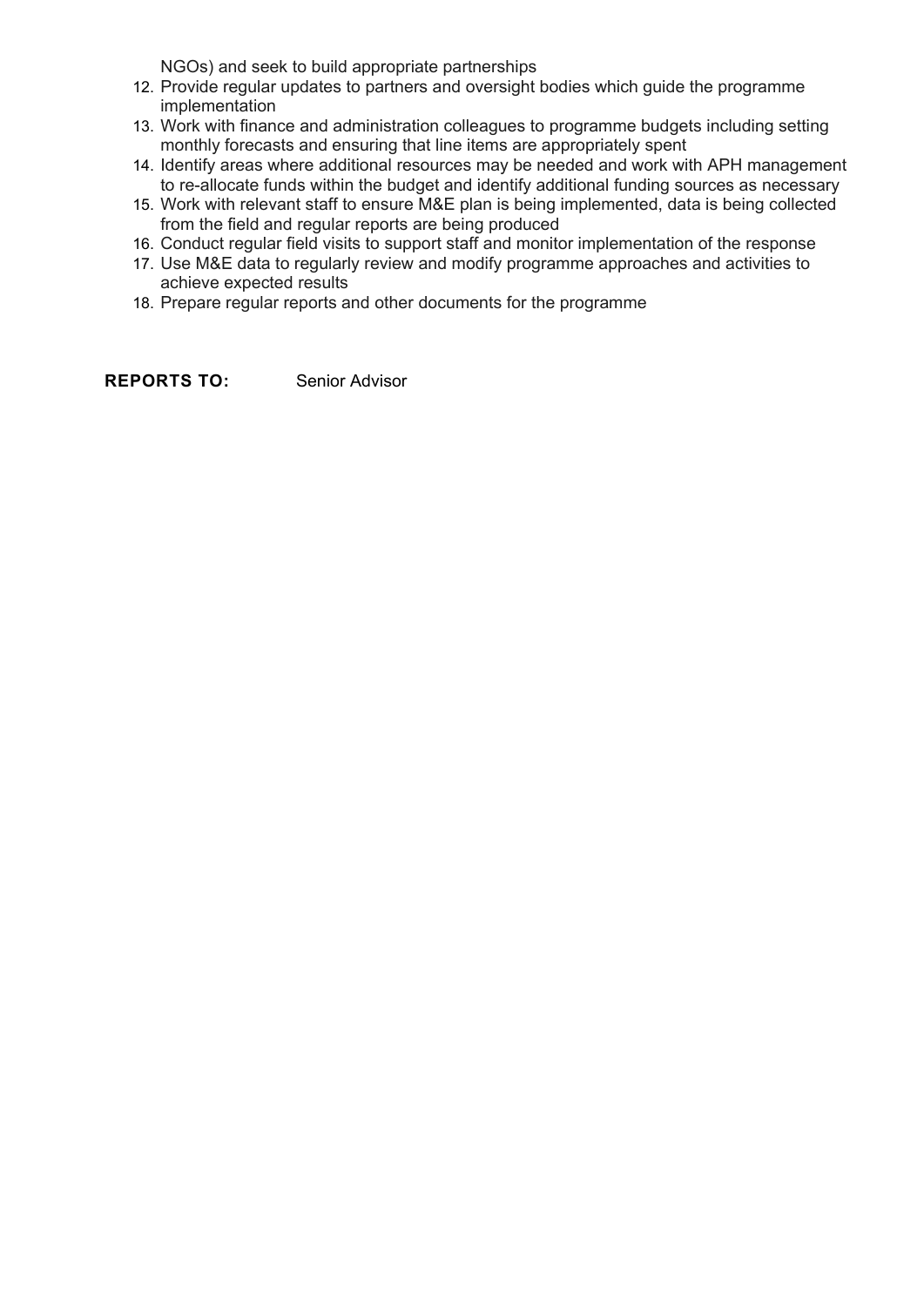NGOs) and seek to build appropriate partnerships

12. Provide regular updates to partners and oversight bodies which guide the programme implementation
13. Work with finance and administration colleagues to programme budgets including setting monthly forecasts and ensuring that line items are appropriately spent
14. Identify areas where additional resources may be needed and work with APH management to re-allocate funds within the budget and identify additional funding sources as necessary
15. Work with relevant staff to ensure M&E plan is being implemented, data is being collected from the field and regular reports are being produced
16. Conduct regular field visits to support staff and monitor implementation of the response
17. Use M&E data to regularly review and modify programme approaches and activities to achieve expected results
18. Prepare regular reports and other documents for the programme

**REPORTS TO:** Senior Advisor